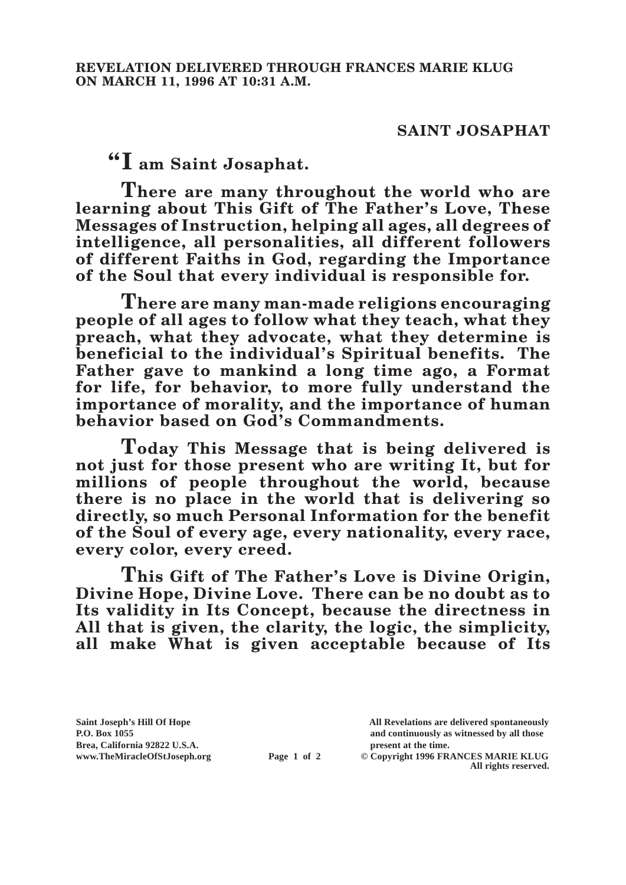**REVELATION DELIVERED THROUGH FRANCES MARIE KLUG ON MARCH 11, 1996 AT 10:31 A.M.**

## SAINT JOSAPHAT

**"I am Saint Josaphat.**

**There are many throughout the world who are learning about This Gift of The Father's Love, These Messages of Instruction, helping all ages, all degrees of intelligence, all personalities, all different followers of different Faiths in God, regarding the Importance of the Soul that every individual is responsible for.**

**There are many man-made religions encouraging people of all ages to follow what they teach, what they preach, what they advocate, what they determine is beneficial to the individual's Spiritual benefits. The Father gave to mankind a long time ago, a Format for life, for behavior, to more fully understand the importance of morality, and the importance of human behavior based on God's Commandments.**

**Today This Message that is being delivered is not just for those present who are writing It, but for millions of people throughout the world, because there is no place in the world that is delivering so directly, so much Personal Information for the benefit of the Soul of every age, every nationality, every race, every color, every creed.**

**This Gift of The Father's Love is Divine Origin, Divine Hope, Divine Love. There can be no doubt as to Its validity in Its Concept, because the directness in All that is given, the clarity, the logic, the simplicity, all make What is given acceptable because of Its**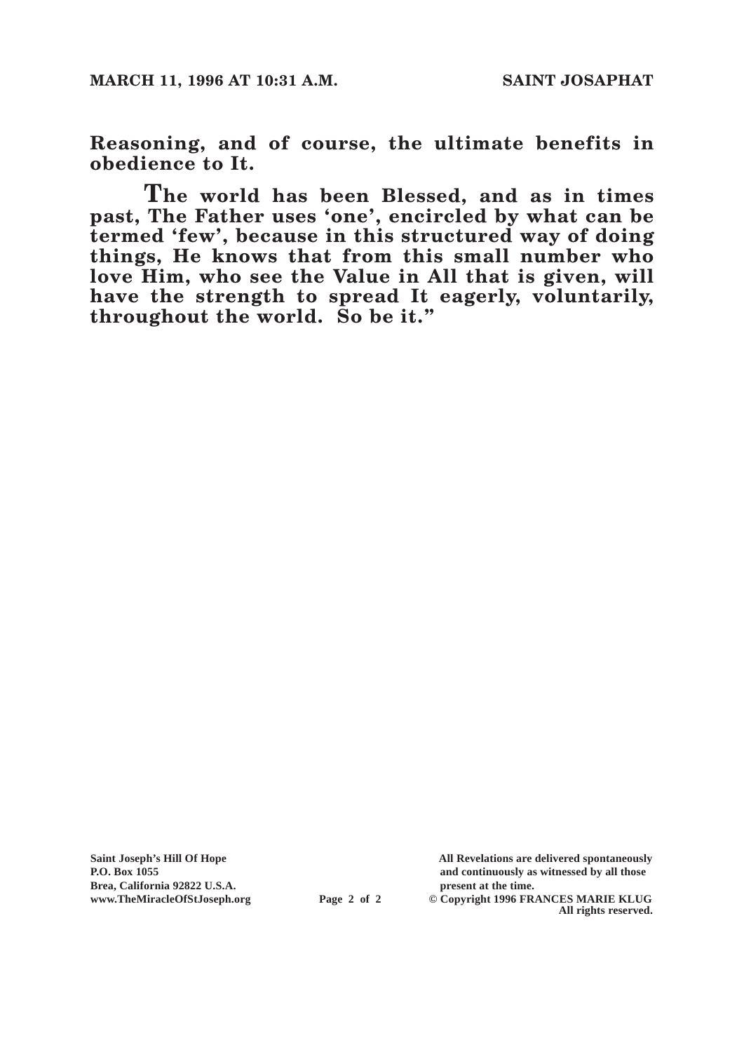**Reasoning, and of course, the ultimate benefits in obedience to It.**

**The world has been Blessed, and as in times past, The Father uses 'one', encircled by what can be termed 'few', because in this structured way of doing things, He knows that from this small number who love Him, who see the Value in All that is given, will have the strength to spread It eagerly, voluntarily, throughout the world. So be it."**

**Saint Joseph's Hill Of Hope**
**P.O. Box 1055**
**Brea, California 92822 U.S.A.**
**www.TheMiracleOfStJoseph.org**

**All Revelations are delivered spontaneously and continuously as witnessed by all those present at the time.**
**© Copyright 1996 FRANCES MARIE KLUG**
**All rights reserved.**